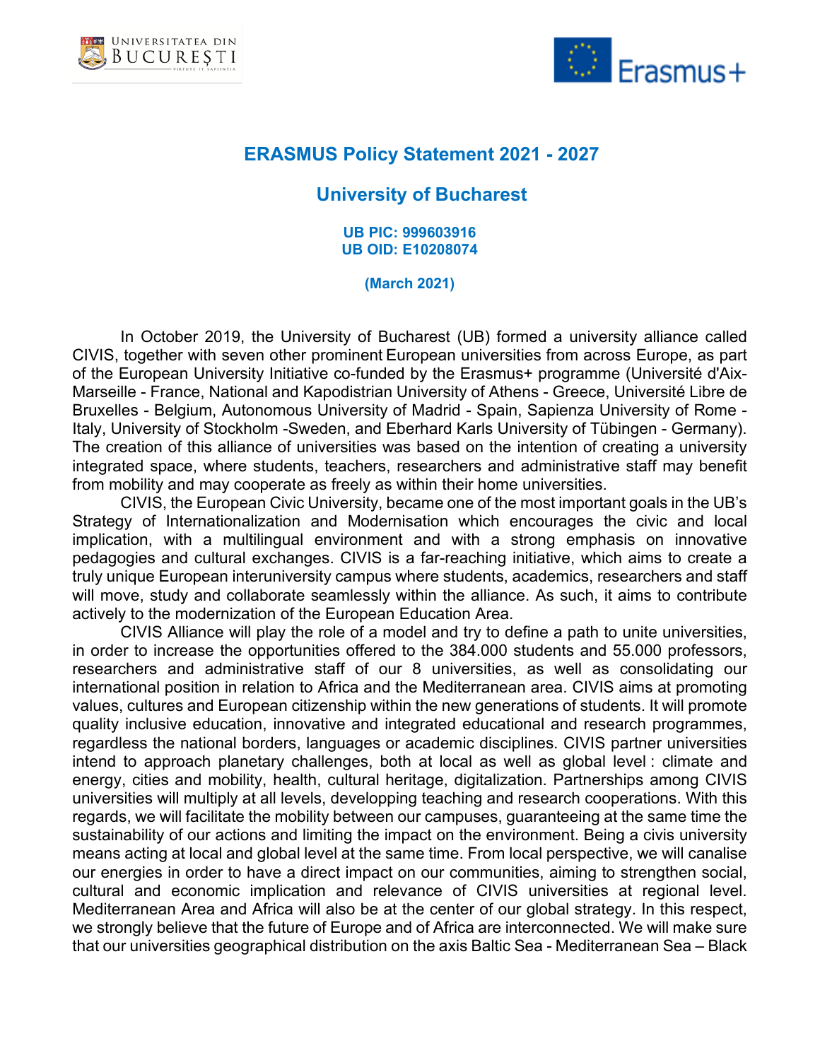# ERASMUS Policy Statement 2021 - 2027

## University of Bucharest

**UB PIC: 999603916**
**UB OID: E10208074**

**(March 2021)**

In October 2019, the University of Bucharest (UB) formed a university alliance called CIVIS, together with seven other prominent European universities from across Europe, as part of the European University Initiative co-funded by the Erasmus+ programme (Université d'Aix-Marseille - France, National and Kapodistrian University of Athens - Greece, Université Libre de Bruxelles - Belgium, Autonomous University of Madrid - Spain, Sapienza University of Rome - Italy, University of Stockholm -Sweden, and Eberhard Karls University of Tübingen - Germany). The creation of this alliance of universities was based on the intention of creating a university integrated space, where students, teachers, researchers and administrative staff may benefit from mobility and may cooperate as freely as within their home universities.

CIVIS, the European Civic University, became one of the most important goals in the UB's Strategy of Internationalization and Modernisation which encourages the civic and local implication, with a multilingual environment and with a strong emphasis on innovative pedagogies and cultural exchanges. CIVIS is a far-reaching initiative, which aims to create a truly unique European interuniversity campus where students, academics, researchers and staff will move, study and collaborate seamlessly within the alliance. As such, it aims to contribute actively to the modernization of the European Education Area.

CIVIS Alliance will play the role of a model and try to define a path to unite universities, in order to increase the opportunities offered to the 384.000 students and 55.000 professors, researchers and administrative staff of our 8 universities, as well as consolidating our international position in relation to Africa and the Mediterranean area. CIVIS aims at promoting values, cultures and European citizenship within the new generations of students. It will promote quality inclusive education, innovative and integrated educational and research programmes, regardless the national borders, languages or academic disciplines. CIVIS partner universities intend to approach planetary challenges, both at local as well as global level : climate and energy, cities and mobility, health, cultural heritage, digitalization. Partnerships among CIVIS universities will multiply at all levels, developping teaching and research cooperations. With this regards, we will facilitate the mobility between our campuses, guaranteeing at the same time the sustainability of our actions and limiting the impact on the environment. Being a civis university means acting at local and global level at the same time. From local perspective, we will canalise our energies in order to have a direct impact on our communities, aiming to strengthen social, cultural and economic implication and relevance of CIVIS universities at regional level. Mediterranean Area and Africa will also be at the center of our global strategy. In this respect, we strongly believe that the future of Europe and of Africa are interconnected. We will make sure that our universities geographical distribution on the axis Baltic Sea - Mediterranean Sea – Black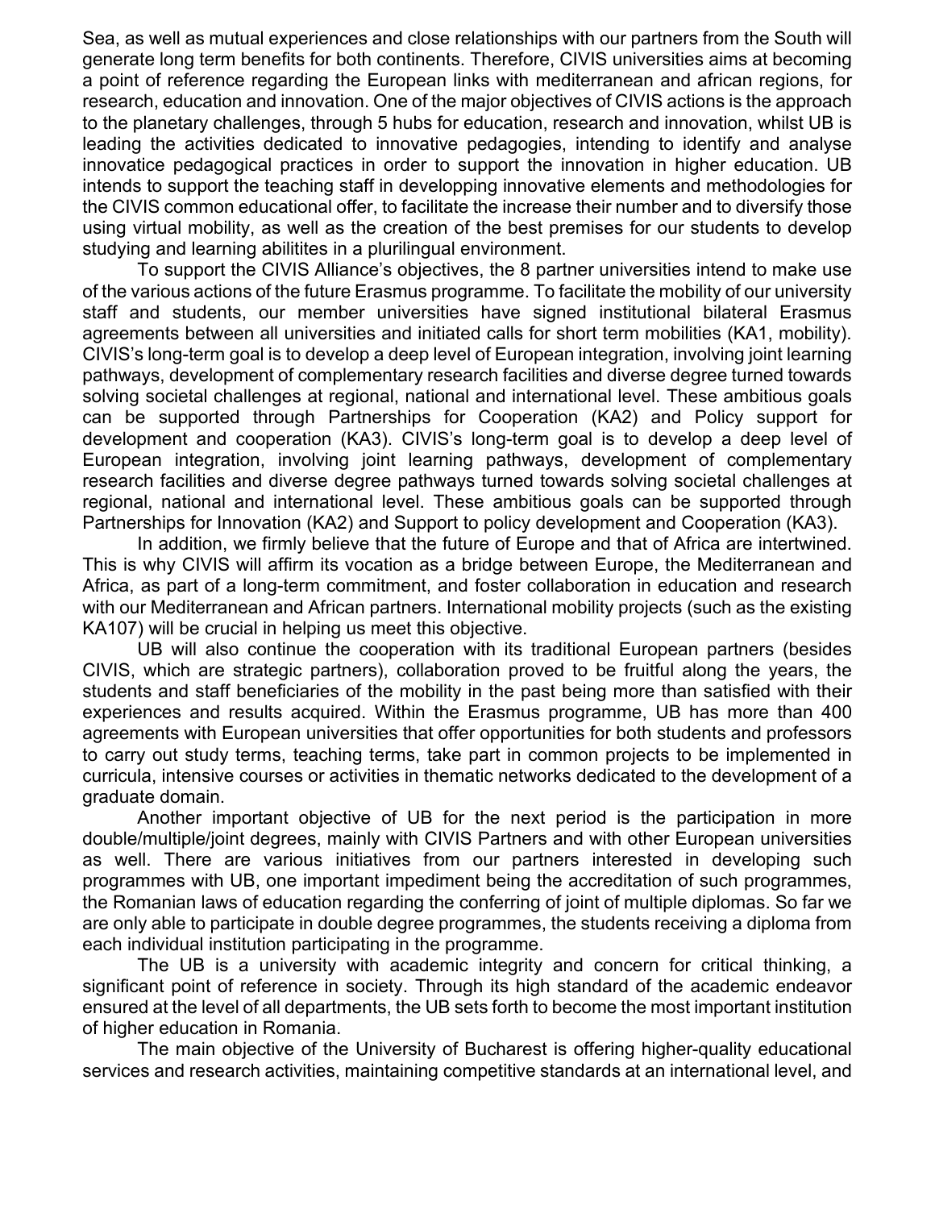Sea, as well as mutual experiences and close relationships with our partners from the South will generate long term benefits for both continents. Therefore, CIVIS universities aims at becoming a point of reference regarding the European links with mediterranean and african regions, for research, education and innovation. One of the major objectives of CIVIS actions is the approach to the planetary challenges, through 5 hubs for education, research and innovation, whilst UB is leading the activities dedicated to innovative pedagogies, intending to identify and analyse innovatice pedagogical practices in order to support the innovation in higher education. UB intends to support the teaching staff in developping innovative elements and methodologies for the CIVIS common educational offer, to facilitate the increase their number and to diversify those using virtual mobility, as well as the creation of the best premises for our students to develop studying and learning abilitites in a plurilingual environment.

To support the CIVIS Alliance's objectives, the 8 partner universities intend to make use of the various actions of the future Erasmus programme. To facilitate the mobility of our university staff and students, our member universities have signed institutional bilateral Erasmus agreements between all universities and initiated calls for short term mobilities (KA1, mobility). CIVIS's long-term goal is to develop a deep level of European integration, involving joint learning pathways, development of complementary research facilities and diverse degree turned towards solving societal challenges at regional, national and international level. These ambitious goals can be supported through Partnerships for Cooperation (KA2) and Policy support for development and cooperation (KA3). CIVIS's long-term goal is to develop a deep level of European integration, involving joint learning pathways, development of complementary research facilities and diverse degree pathways turned towards solving societal challenges at regional, national and international level. These ambitious goals can be supported through Partnerships for Innovation (KA2) and Support to policy development and Cooperation (KA3).

In addition, we firmly believe that the future of Europe and that of Africa are intertwined. This is why CIVIS will affirm its vocation as a bridge between Europe, the Mediterranean and Africa, as part of a long-term commitment, and foster collaboration in education and research with our Mediterranean and African partners. International mobility projects (such as the existing KA107) will be crucial in helping us meet this objective.

UB will also continue the cooperation with its traditional European partners (besides CIVIS, which are strategic partners), collaboration proved to be fruitful along the years, the students and staff beneficiaries of the mobility in the past being more than satisfied with their experiences and results acquired. Within the Erasmus programme, UB has more than 400 agreements with European universities that offer opportunities for both students and professors to carry out study terms, teaching terms, take part in common projects to be implemented in curricula, intensive courses or activities in thematic networks dedicated to the development of a graduate domain.

Another important objective of UB for the next period is the participation in more double/multiple/joint degrees, mainly with CIVIS Partners and with other European universities as well. There are various initiatives from our partners interested in developing such programmes with UB, one important impediment being the accreditation of such programmes, the Romanian laws of education regarding the conferring of joint of multiple diplomas. So far we are only able to participate in double degree programmes, the students receiving a diploma from each individual institution participating in the programme.

The UB is a university with academic integrity and concern for critical thinking, a significant point of reference in society. Through its high standard of the academic endeavor ensured at the level of all departments, the UB sets forth to become the most important institution of higher education in Romania.

The main objective of the University of Bucharest is offering higher-quality educational services and research activities, maintaining competitive standards at an international level, and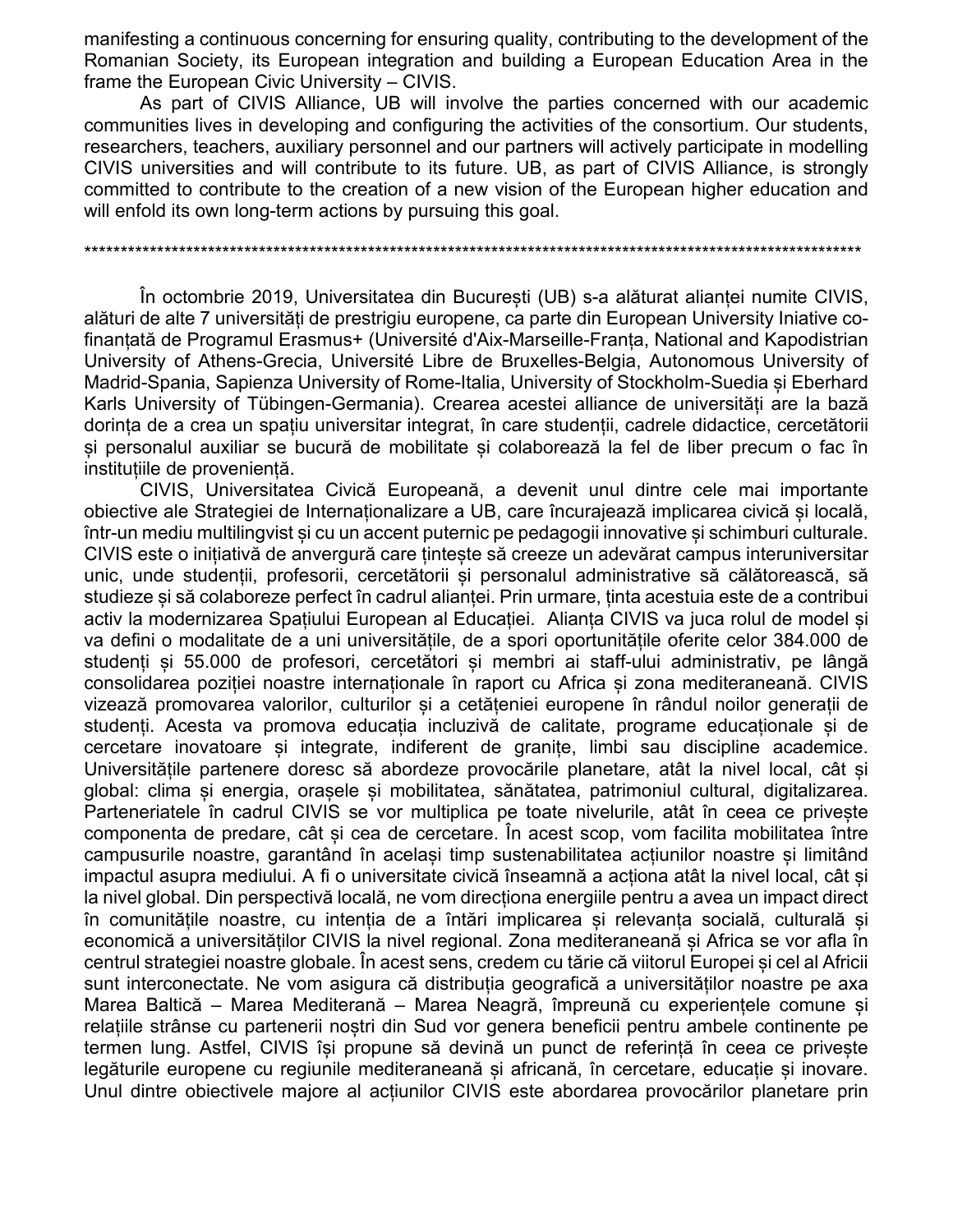manifesting a continuous concerning for ensuring quality, contributing to the development of the Romanian Society, its European integration and building a European Education Area in the frame the European Civic University – CIVIS.

As part of CIVIS Alliance, UB will involve the parties concerned with our academic communities lives in developing and configuring the activities of the consortium. Our students, researchers, teachers, auxiliary personnel and our partners will actively participate in modelling CIVIS universities and will contribute to its future. UB, as part of CIVIS Alliance, is strongly committed to contribute to the creation of a new vision of the European higher education and will enfold its own long-term actions by pursuing this goal.

*****************************************************************************************************************

În octombrie 2019, Universitatea din București (UB) s-a alăturat alianței numite CIVIS, alături de alte 7 universități de prestrigiu europene, ca parte din European University Iniative co-finanțată de Programul Erasmus+ (Université d'Aix-Marseille-Franța, National and Kapodistrian University of Athens-Grecia, Université Libre de Bruxelles-Belgia, Autonomous University of Madrid-Spania, Sapienza University of Rome-Italia, University of Stockholm-Suedia și Eberhard Karls University of Tübingen-Germania). Crearea acestei alliance de universități are la bază dorința de a crea un spațiu universitar integrat, în care studenții, cadrele didactice, cercetătorii și personalul auxiliar se bucură de mobilitate și colaborează la fel de liber precum o fac în instituțiile de proveniență.

CIVIS, Universitatea Civică Europeană, a devenit unul dintre cele mai importante obiective ale Strategiei de Internaționalizare a UB, care încurajează implicarea civică și locală, într-un mediu multilingvist și cu un accent puternic pe pedagogii innovative și schimburi culturale. CIVIS este o inițiativă de anvergură care țintește să creeze un adevărat campus interuniversitar unic, unde studenții, profesorii, cercetătorii și personalul administrative să călătorească, să studieze și să colaboreze perfect în cadrul alianței. Prin urmare, ținta acestuia este de a contribui activ la modernizarea Spațiului European al Educației. Alianța CIVIS va juca rolul de model și va defini o modalitate de a uni universitățile, de a spori oportunitățile oferite celor 384.000 de studenți și 55.000 de profesori, cercetători și membri ai staff-ului administrativ, pe lângă consolidarea poziției noastre internaționale în raport cu Africa și zona mediteraneană. CIVIS vizează promovarea valorilor, culturilor și a cetățeniei europene în rândul noilor generații de studenți. Acesta va promova educația incluzivă de calitate, programe educaționale și de cercetare inovatoare și integrate, indiferent de granițe, limbi sau discipline academice. Universitățile partenere doresc să abordeze provocările planetare, atât la nivel local, cât și global: clima și energia, orașele și mobilitatea, sănătatea, patrimoniul cultural, digitalizarea. Parteneriatele în cadrul CIVIS se vor multiplica pe toate nivelurile, atât în ceea ce privește componenta de predare, cât și cea de cercetare. În acest scop, vom facilita mobilitatea între campusurile noastre, garantând în același timp sustenabilitatea acțiunilor noastre și limitând impactul asupra mediului. A fi o universitate civică înseamnă a acționa atât la nivel local, cât și la nivel global. Din perspectivă locală, ne vom direcționa energiile pentru a avea un impact direct în comunitățile noastre, cu intenția de a întări implicarea și relevanța socială, culturală și economică a universităților CIVIS la nivel regional. Zona mediteraneană și Africa se vor afla în centrul strategiei noastre globale. În acest sens, credem cu tărie că viitorul Europei și cel al Africii sunt interconectate. Ne vom asigura că distribuția geografică a universităților noastre pe axa Marea Baltică – Marea Mediterană – Marea Neagră, împreună cu experiențele comune și relațiile strânse cu partenerii noștri din Sud vor genera beneficii pentru ambele continente pe termen lung. Astfel, CIVIS își propune să devină un punct de referință în ceea ce privește legăturile europene cu regiunile mediteraneană și africană, în cercetare, educație și inovare. Unul dintre obiectivele majore al acțiunilor CIVIS este abordarea provocărilor planetare prin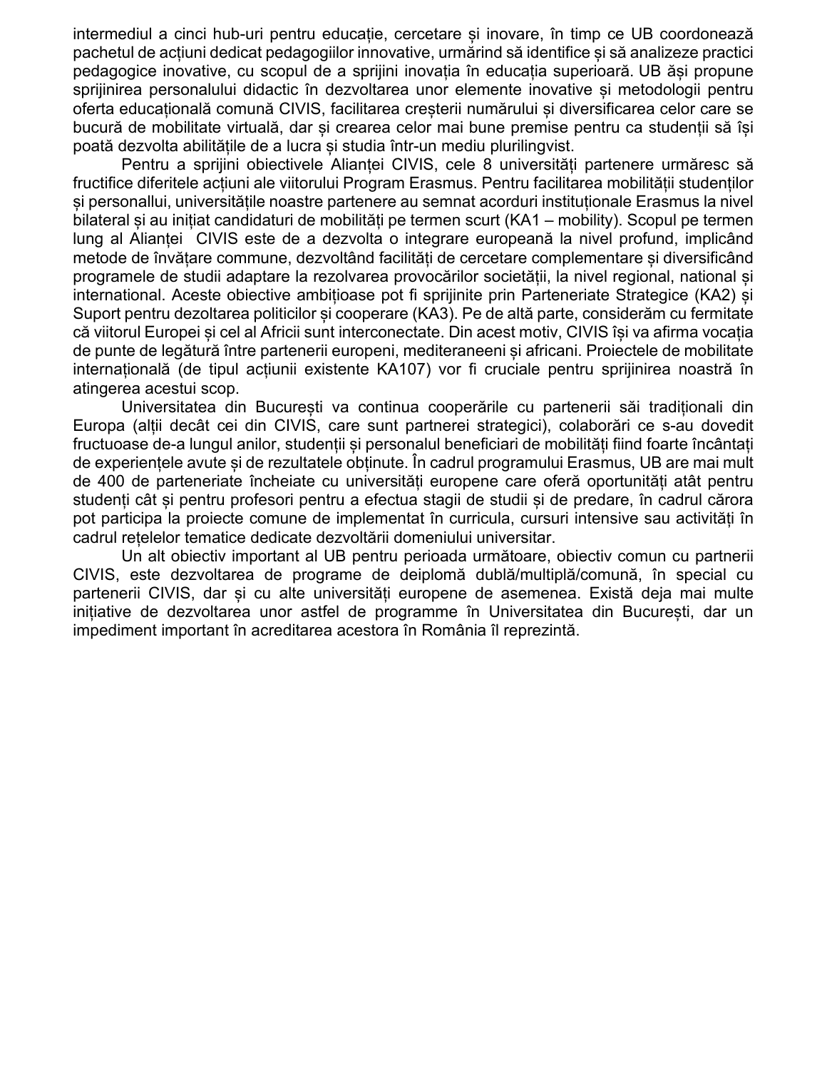intermediul a cinci hub-uri pentru educație, cercetare și inovare, în timp ce UB coordonează pachetul de acțiuni dedicat pedagogiilor innovative, urmărind să identifice și să analizeze practici pedagogice inovative, cu scopul de a sprijini inovația în educația superioară. UB ăși propune sprijinirea personalului didactic în dezvoltarea unor elemente inovative și metodologii pentru oferta educațională comună CIVIS, facilitarea creșterii numărului și diversificarea celor care se bucură de mobilitate virtuală, dar și crearea celor mai bune premise pentru ca studenții să își poată dezvolta abilitățile de a lucra și studia într-un mediu plurilingvist.

Pentru a sprijini obiectivele Alianței CIVIS, cele 8 universități partenere urmăresc să fructifice diferitele acțiuni ale viitorului Program Erasmus. Pentru facilitarea mobilității studenților și personallui, universitățile noastre partenere au semnat acorduri instituționale Erasmus la nivel bilateral și au inițiat candidaturi de mobilități pe termen scurt (KA1 – mobility). Scopul pe termen lung al Alianței  CIVIS este de a dezvolta o integrare europeană la nivel profund, implicând metode de învățare commune, dezvoltând facilități de cercetare complementare și diversificând programele de studii adaptare la rezolvarea provocărilor societății, la nivel regional, national și international. Aceste obiective ambițioase pot fi sprijinite prin Parteneriate Strategice (KA2) și Suport pentru dezoltarea politicilor și cooperare (KA3). Pe de altă parte, considerăm cu fermitate că viitorul Europei și cel al Africii sunt interconectate. Din acest motiv, CIVIS își va afirma vocația de punte de legătură între partenerii europeni, mediteraneeni și africani. Proiectele de mobilitate internațională (de tipul acțiunii existente KA107) vor fi cruciale pentru sprijinirea noastră în atingerea acestui scop.

Universitatea din București va continua cooperările cu partenerii săi tradiționali din Europa (alții decât cei din CIVIS, care sunt partnerei strategici), colaborări ce s-au dovedit fructuoase de-a lungul anilor, studenții și personalul beneficiari de mobilități fiind foarte încântați de experiențele avute și de rezultatele obținute. În cadrul programului Erasmus, UB are mai mult de 400 de parteneriate încheiate cu universități europene care oferă oportunități atât pentru studenți cât și pentru profesori pentru a efectua stagii de studii și de predare, în cadrul cărora pot participa la proiecte comune de implementat în curricula, cursuri intensive sau activități în cadrul rețelelor tematice dedicate dezvoltării domeniului universitar.

Un alt obiectiv important al UB pentru perioada următoare, obiectiv comun cu partnerii CIVIS, este dezvoltarea de programe de deiplomă dublă/multiplă/comună, în special cu partenerii CIVIS, dar și cu alte universități europene de asemenea. Există deja mai multe inițiative de dezvoltarea unor astfel de programme în Universitatea din București, dar un impediment important în acreditarea acestora în România îl reprezintă.